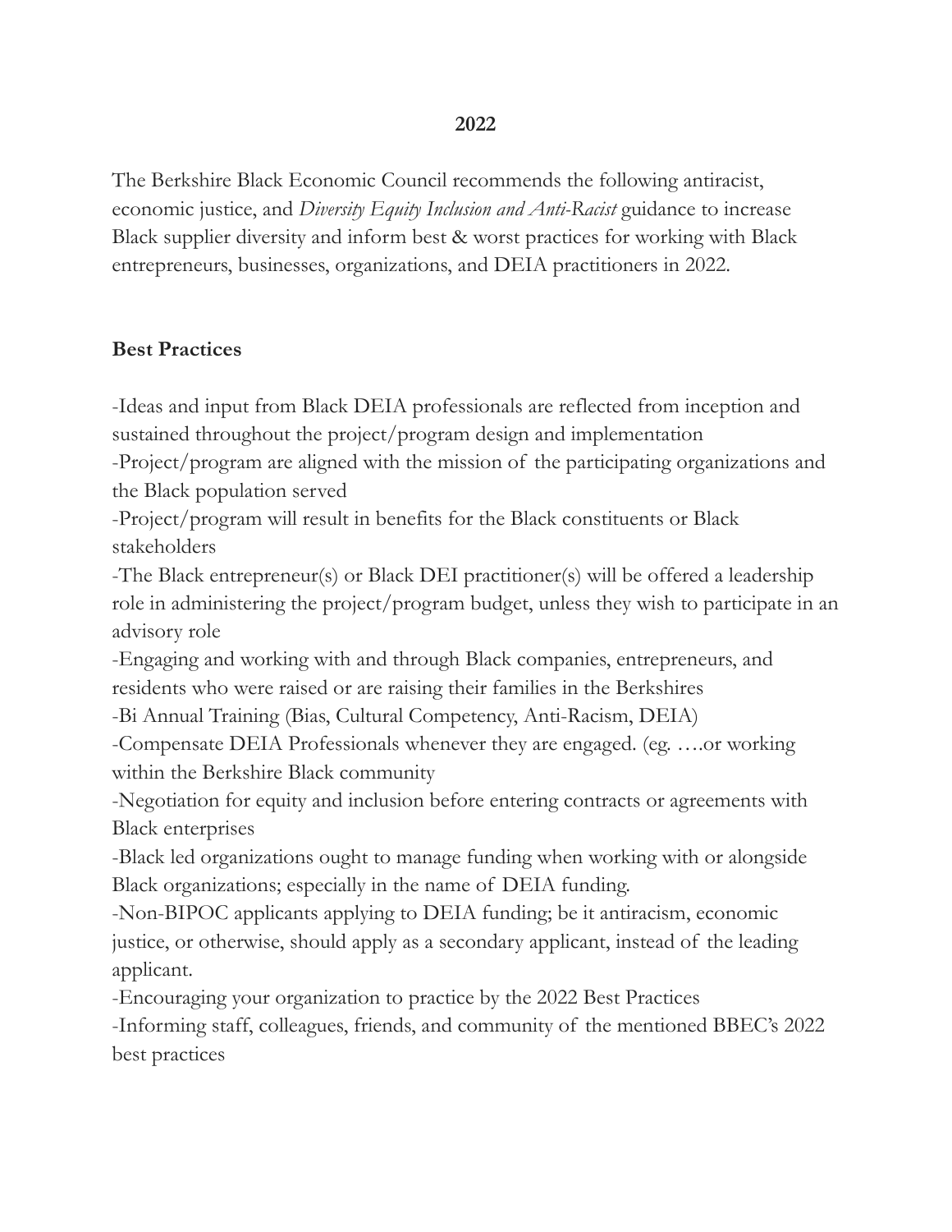**2022**

The Berkshire Black Economic Council recommends the following antiracist, economic justice, and *Diversity Equity Inclusion and Anti-Racist* guidance to increase Black supplier diversity and inform best & worst practices for working with Black entrepreneurs, businesses, organizations, and DEIA practitioners in 2022.

**Best Practices**

-Ideas and input from Black DEIA professionals are reflected from inception and sustained throughout the project/program design and implementation
-Project/program are aligned with the mission of the participating organizations and the Black population served
-Project/program will result in benefits for the Black constituents or Black stakeholders
-The Black entrepreneur(s) or Black DEI practitioner(s) will be offered a leadership role in administering the project/program budget, unless they wish to participate in an advisory role
-Engaging and working with and through Black companies, entrepreneurs, and residents who were raised or are raising their families in the Berkshires
-Bi Annual Training (Bias, Cultural Competency, Anti-Racism, DEIA)
-Compensate DEIA Professionals whenever they are engaged. (eg. ….or working within the Berkshire Black community
-Negotiation for equity and inclusion before entering contracts or agreements with Black enterprises
-Black led organizations ought to manage funding when working with or alongside Black organizations; especially in the name of DEIA funding.
-Non-BIPOC applicants applying to DEIA funding; be it antiracism, economic justice, or otherwise, should apply as a secondary applicant, instead of the leading applicant.
-Encouraging your organization to practice by the 2022 Best Practices
-Informing staff, colleagues, friends, and community of the mentioned BBEC's 2022 best practices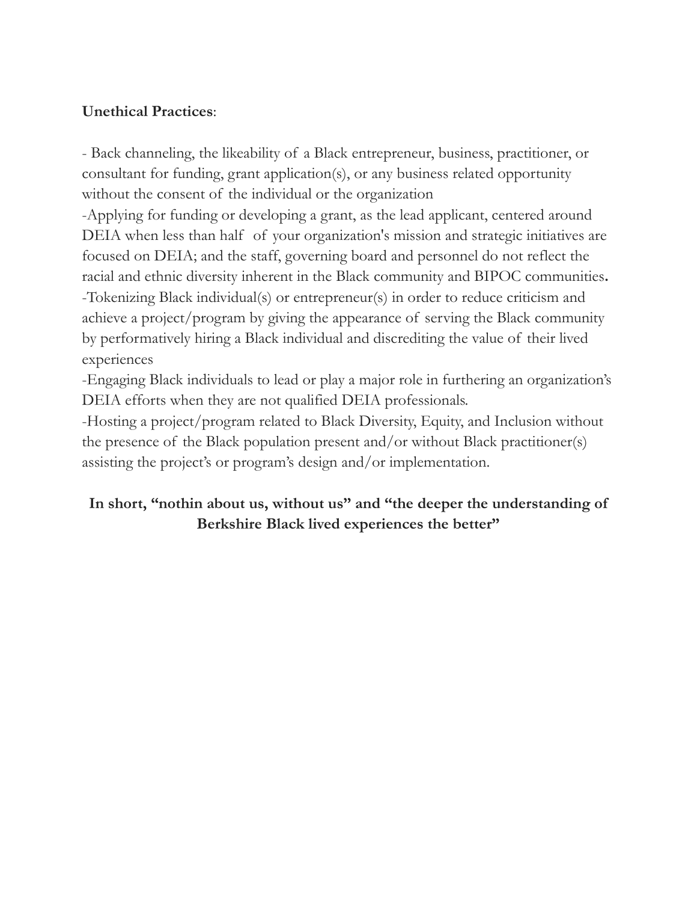**Unethical Practices**:

- Back channeling, the likeability of a Black entrepreneur, business, practitioner, or consultant for funding, grant application(s), or any business related opportunity without the consent of the individual or the organization
-Applying for funding or developing a grant, as the lead applicant, centered around DEIA when less than half of your organization's mission and strategic initiatives are focused on DEIA; and the staff, governing board and personnel do not reflect the racial and ethnic diversity inherent in the Black community and BIPOC communities.
-Tokenizing Black individual(s) or entrepreneur(s) in order to reduce criticism and achieve a project/program by giving the appearance of serving the Black community by performatively hiring a Black individual and discrediting the value of their lived experiences
-Engaging Black individuals to lead or play a major role in furthering an organization's DEIA efforts when they are not qualified DEIA professionals.
-Hosting a project/program related to Black Diversity, Equity, and Inclusion without the presence of the Black population present and/or without Black practitioner(s) assisting the project's or program's design and/or implementation.

**In short, "nothin about us, without us" and "the deeper the understanding of Berkshire Black lived experiences the better"**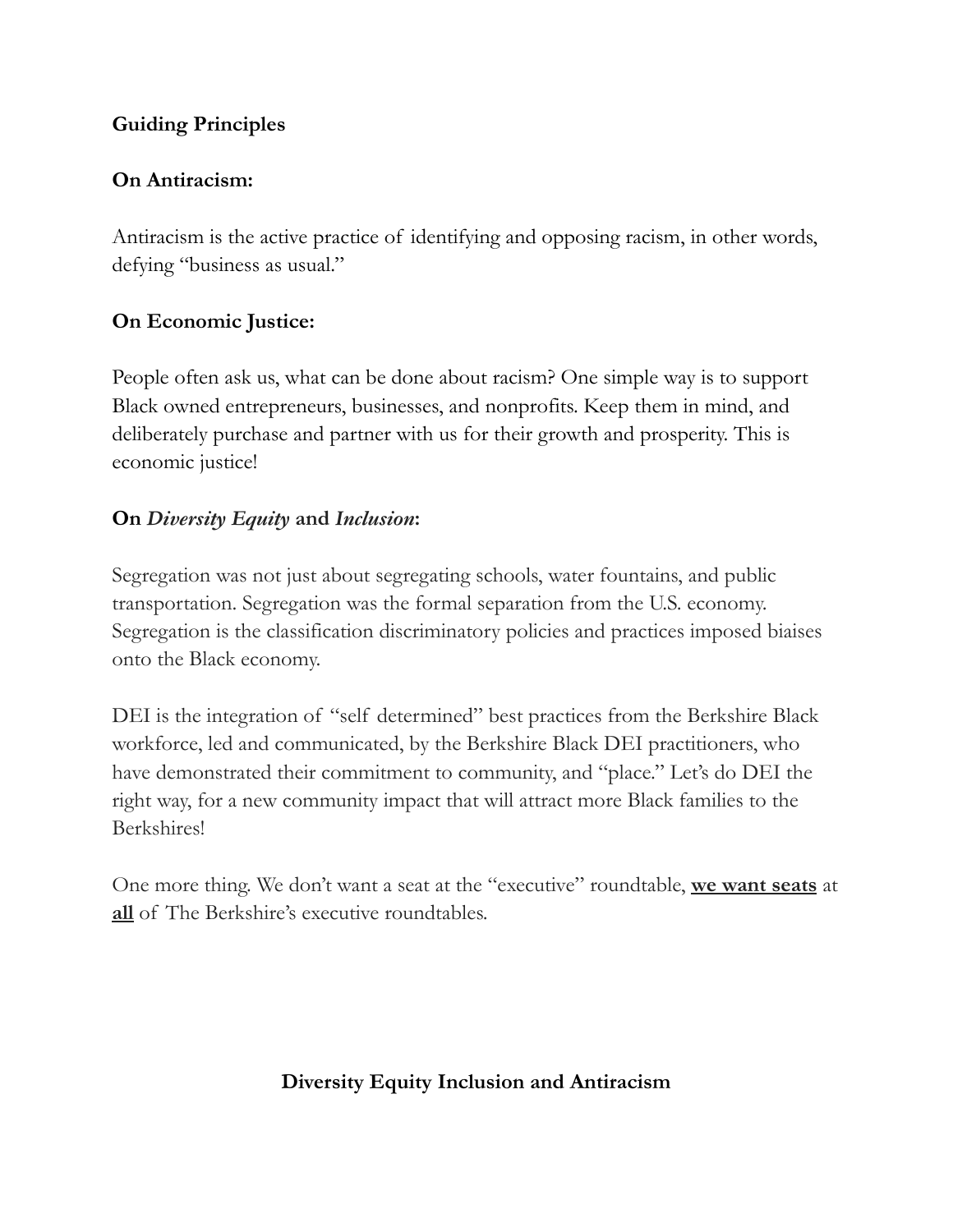**Guiding Principles**

**On Antiracism:**

Antiracism is the active practice of identifying and opposing racism, in other words, defying "business as usual."

**On Economic Justice:**

People often ask us, what can be done about racism? One simple way is to support Black owned entrepreneurs, businesses, and nonprofits. Keep them in mind, and deliberately purchase and partner with us for their growth and prosperity. This is economic justice!

**On *Diversity Equity* and *Inclusion*:**

Segregation was not just about segregating schools, water fountains, and public transportation. Segregation was the formal separation from the U.S. economy. Segregation is the classification discriminatory policies and practices imposed biaises onto the Black economy.

DEI is the integration of "self determined" best practices from the Berkshire Black workforce, led and communicated, by the Berkshire Black DEI practitioners, who have demonstrated their commitment to community, and "place." Let's do DEI the right way, for a new community impact that will attract more Black families to the Berkshires!

One more thing. We don't want a seat at the "executive" roundtable, <u>**we want seats**</u> at <u>**all**</u> of The Berkshire's executive roundtables.

**Diversity Equity Inclusion and Antiracism**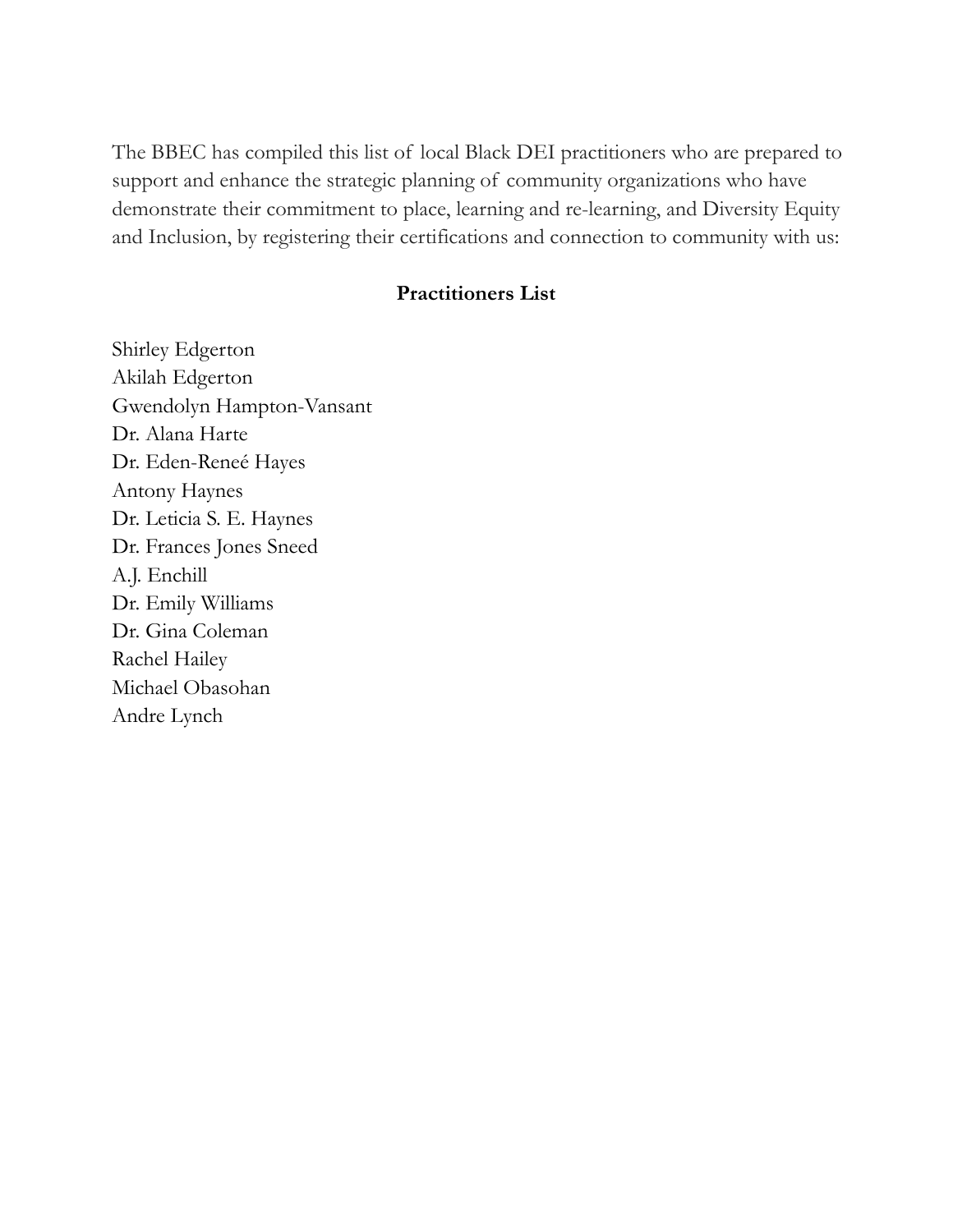The BBEC has compiled this list of local Black DEI practitioners who are prepared to support and enhance the strategic planning of community organizations who have demonstrate their commitment to place, learning and re-learning, and Diversity Equity and Inclusion, by registering their certifications and connection to community with us:

**Practitioners List**

Shirley Edgerton
Akilah Edgerton
Gwendolyn Hampton-Vansant
Dr. Alana Harte
Dr. Eden-Reneé Hayes
Antony Haynes
Dr. Leticia S. E. Haynes
Dr. Frances Jones Sneed
A.J. Enchill
Dr. Emily Williams
Dr. Gina Coleman
Rachel Hailey
Michael Obasohan
Andre Lynch